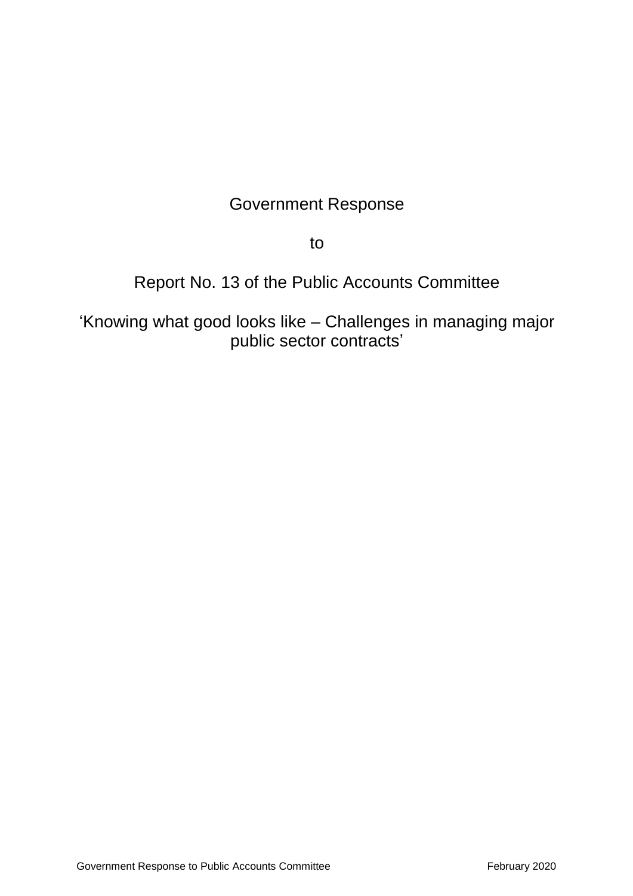# Government Response

to

# Report No. 13 of the Public Accounts Committee

# 'Knowing what good looks like – Challenges in managing major public sector contracts'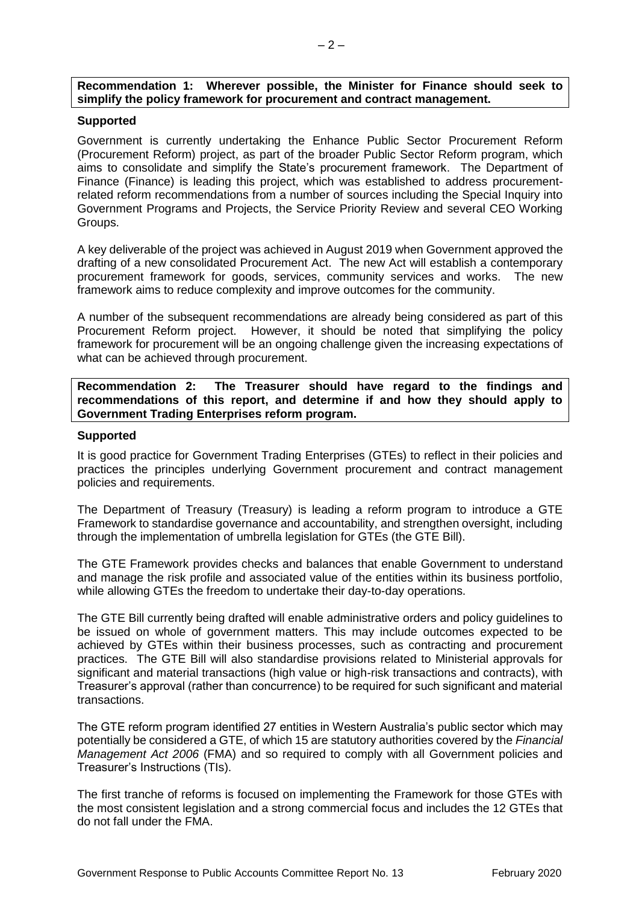**Recommendation 1: Wherever possible, the Minister for Finance should seek to simplify the policy framework for procurement and contract management.**

**Supported**

Government is currently undertaking the Enhance Public Sector Procurement Reform (Procurement Reform) project, as part of the broader Public Sector Reform program, which aims to consolidate and simplify the State's procurement framework. The Department of Finance (Finance) is leading this project, which was established to address procurement-related reform recommendations from a number of sources including the Special Inquiry into Government Programs and Projects, the Service Priority Review and several CEO Working Groups.

A key deliverable of the project was achieved in August 2019 when Government approved the drafting of a new consolidated Procurement Act. The new Act will establish a contemporary procurement framework for goods, services, community services and works. The new framework aims to reduce complexity and improve outcomes for the community.

A number of the subsequent recommendations are already being considered as part of this Procurement Reform project. However, it should be noted that simplifying the policy framework for procurement will be an ongoing challenge given the increasing expectations of what can be achieved through procurement.

**Recommendation 2: The Treasurer should have regard to the findings and recommendations of this report, and determine if and how they should apply to Government Trading Enterprises reform program.**

**Supported**

It is good practice for Government Trading Enterprises (GTEs) to reflect in their policies and practices the principles underlying Government procurement and contract management policies and requirements.

The Department of Treasury (Treasury) is leading a reform program to introduce a GTE Framework to standardise governance and accountability, and strengthen oversight, including through the implementation of umbrella legislation for GTEs (the GTE Bill).

The GTE Framework provides checks and balances that enable Government to understand and manage the risk profile and associated value of the entities within its business portfolio, while allowing GTEs the freedom to undertake their day-to-day operations.

The GTE Bill currently being drafted will enable administrative orders and policy guidelines to be issued on whole of government matters. This may include outcomes expected to be achieved by GTEs within their business processes, such as contracting and procurement practices. The GTE Bill will also standardise provisions related to Ministerial approvals for significant and material transactions (high value or high-risk transactions and contracts), with Treasurer's approval (rather than concurrence) to be required for such significant and material transactions.

The GTE reform program identified 27 entities in Western Australia's public sector which may potentially be considered a GTE, of which 15 are statutory authorities covered by the *Financial Management Act 2006* (FMA) and so required to comply with all Government policies and Treasurer's Instructions (TIs).

The first tranche of reforms is focused on implementing the Framework for those GTEs with the most consistent legislation and a strong commercial focus and includes the 12 GTEs that do not fall under the FMA.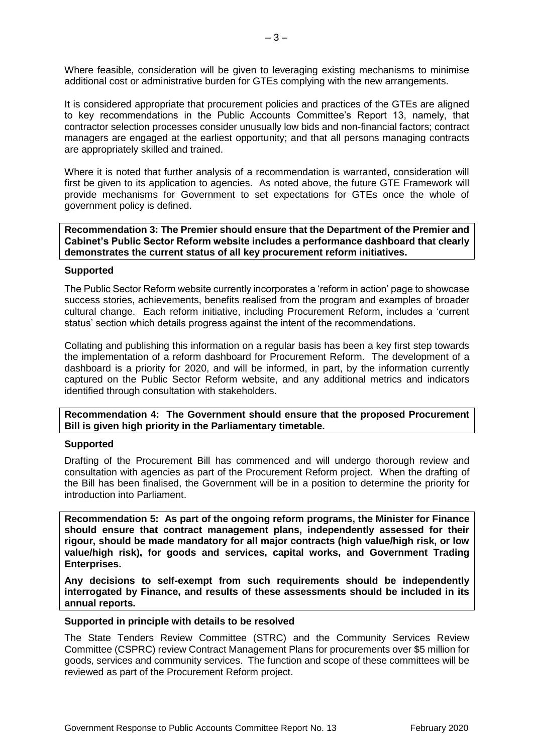Where feasible, consideration will be given to leveraging existing mechanisms to minimise additional cost or administrative burden for GTEs complying with the new arrangements.

It is considered appropriate that procurement policies and practices of the GTEs are aligned to key recommendations in the Public Accounts Committee's Report 13, namely, that contractor selection processes consider unusually low bids and non-financial factors; contract managers are engaged at the earliest opportunity; and that all persons managing contracts are appropriately skilled and trained.

Where it is noted that further analysis of a recommendation is warranted, consideration will first be given to its application to agencies. As noted above, the future GTE Framework will provide mechanisms for Government to set expectations for GTEs once the whole of government policy is defined.

**Recommendation 3: The Premier should ensure that the Department of the Premier and Cabinet's Public Sector Reform website includes a performance dashboard that clearly demonstrates the current status of all key procurement reform initiatives.**

**Supported**

The Public Sector Reform website currently incorporates a 'reform in action' page to showcase success stories, achievements, benefits realised from the program and examples of broader cultural change. Each reform initiative, including Procurement Reform, includes a 'current status' section which details progress against the intent of the recommendations.

Collating and publishing this information on a regular basis has been a key first step towards the implementation of a reform dashboard for Procurement Reform. The development of a dashboard is a priority for 2020, and will be informed, in part, by the information currently captured on the Public Sector Reform website, and any additional metrics and indicators identified through consultation with stakeholders.

**Recommendation 4: The Government should ensure that the proposed Procurement Bill is given high priority in the Parliamentary timetable.**

**Supported**

Drafting of the Procurement Bill has commenced and will undergo thorough review and consultation with agencies as part of the Procurement Reform project. When the drafting of the Bill has been finalised, the Government will be in a position to determine the priority for introduction into Parliament.

**Recommendation 5: As part of the ongoing reform programs, the Minister for Finance should ensure that contract management plans, independently assessed for their rigour, should be made mandatory for all major contracts (high value/high risk, or low value/high risk), for goods and services, capital works, and Government Trading Enterprises.**

**Any decisions to self-exempt from such requirements should be independently interrogated by Finance, and results of these assessments should be included in its annual reports.**

**Supported in principle with details to be resolved**

The State Tenders Review Committee (STRC) and the Community Services Review Committee (CSPRC) review Contract Management Plans for procurements over $5 million for goods, services and community services. The function and scope of these committees will be reviewed as part of the Procurement Reform project.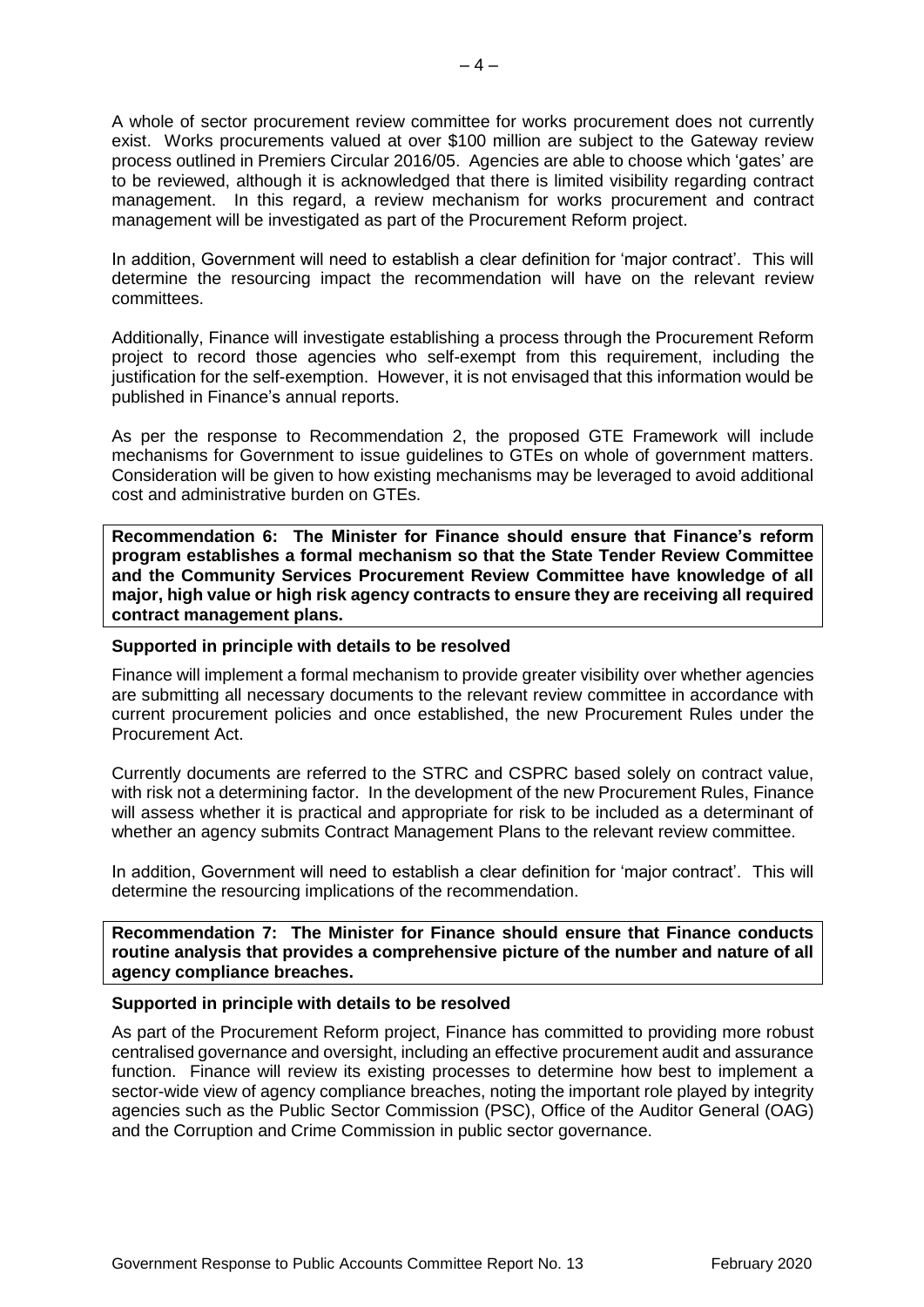A whole of sector procurement review committee for works procurement does not currently exist. Works procurements valued at over $100 million are subject to the Gateway review process outlined in Premiers Circular 2016/05. Agencies are able to choose which 'gates' are to be reviewed, although it is acknowledged that there is limited visibility regarding contract management. In this regard, a review mechanism for works procurement and contract management will be investigated as part of the Procurement Reform project.

In addition, Government will need to establish a clear definition for 'major contract'. This will determine the resourcing impact the recommendation will have on the relevant review committees.

Additionally, Finance will investigate establishing a process through the Procurement Reform project to record those agencies who self-exempt from this requirement, including the justification for the self-exemption. However, it is not envisaged that this information would be published in Finance's annual reports.

As per the response to Recommendation 2, the proposed GTE Framework will include mechanisms for Government to issue guidelines to GTEs on whole of government matters. Consideration will be given to how existing mechanisms may be leveraged to avoid additional cost and administrative burden on GTEs.

**Recommendation 6: The Minister for Finance should ensure that Finance's reform program establishes a formal mechanism so that the State Tender Review Committee and the Community Services Procurement Review Committee have knowledge of all major, high value or high risk agency contracts to ensure they are receiving all required contract management plans.**

**Supported in principle with details to be resolved**

Finance will implement a formal mechanism to provide greater visibility over whether agencies are submitting all necessary documents to the relevant review committee in accordance with current procurement policies and once established, the new Procurement Rules under the Procurement Act.

Currently documents are referred to the STRC and CSPRC based solely on contract value, with risk not a determining factor. In the development of the new Procurement Rules, Finance will assess whether it is practical and appropriate for risk to be included as a determinant of whether an agency submits Contract Management Plans to the relevant review committee.

In addition, Government will need to establish a clear definition for 'major contract'. This will determine the resourcing implications of the recommendation.

**Recommendation 7: The Minister for Finance should ensure that Finance conducts routine analysis that provides a comprehensive picture of the number and nature of all agency compliance breaches.**

**Supported in principle with details to be resolved**

As part of the Procurement Reform project, Finance has committed to providing more robust centralised governance and oversight, including an effective procurement audit and assurance function. Finance will review its existing processes to determine how best to implement a sector-wide view of agency compliance breaches, noting the important role played by integrity agencies such as the Public Sector Commission (PSC), Office of the Auditor General (OAG) and the Corruption and Crime Commission in public sector governance.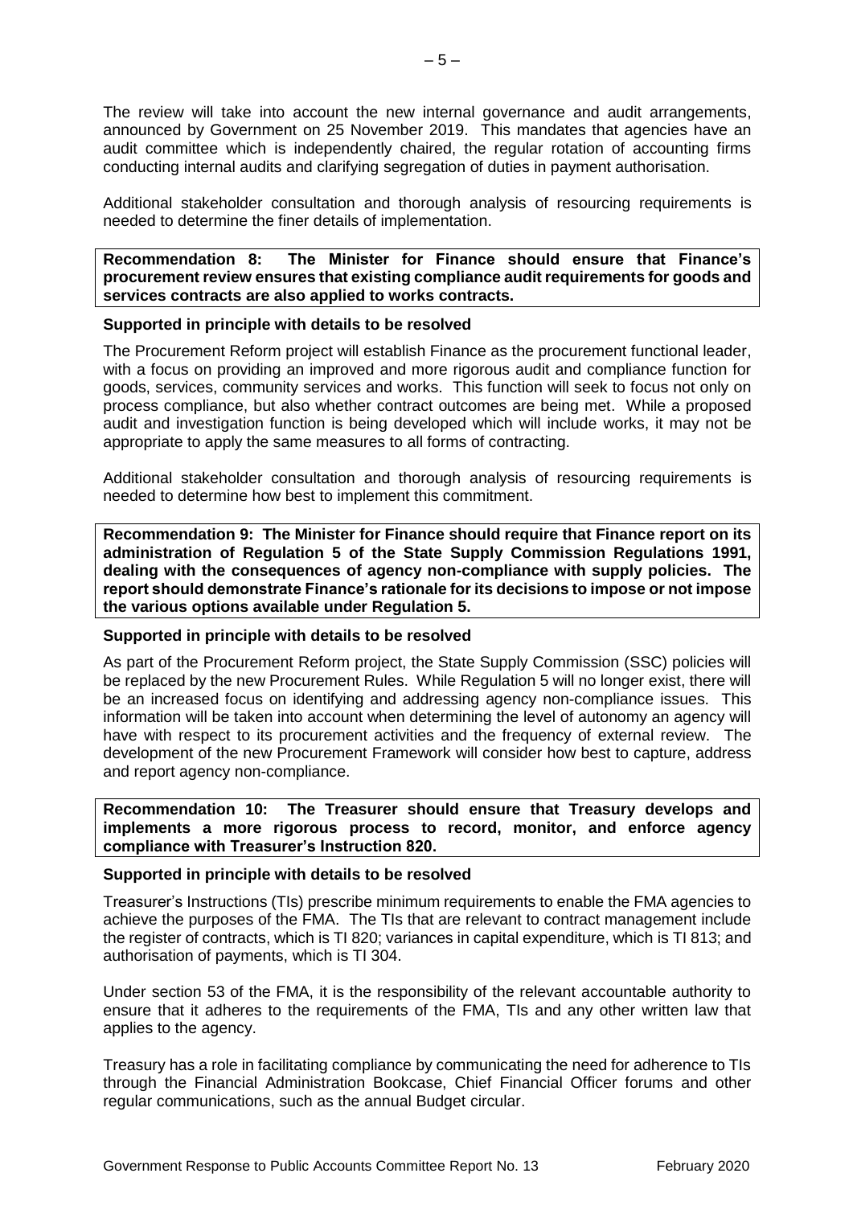The review will take into account the new internal governance and audit arrangements, announced by Government on 25 November 2019. This mandates that agencies have an audit committee which is independently chaired, the regular rotation of accounting firms conducting internal audits and clarifying segregation of duties in payment authorisation.

Additional stakeholder consultation and thorough analysis of resourcing requirements is needed to determine the finer details of implementation.

**Recommendation 8: The Minister for Finance should ensure that Finance's procurement review ensures that existing compliance audit requirements for goods and services contracts are also applied to works contracts.**

**Supported in principle with details to be resolved**

The Procurement Reform project will establish Finance as the procurement functional leader, with a focus on providing an improved and more rigorous audit and compliance function for goods, services, community services and works. This function will seek to focus not only on process compliance, but also whether contract outcomes are being met. While a proposed audit and investigation function is being developed which will include works, it may not be appropriate to apply the same measures to all forms of contracting.

Additional stakeholder consultation and thorough analysis of resourcing requirements is needed to determine how best to implement this commitment.

**Recommendation 9: The Minister for Finance should require that Finance report on its administration of Regulation 5 of the State Supply Commission Regulations 1991, dealing with the consequences of agency non-compliance with supply policies. The report should demonstrate Finance's rationale for its decisions to impose or not impose the various options available under Regulation 5.**

**Supported in principle with details to be resolved**

As part of the Procurement Reform project, the State Supply Commission (SSC) policies will be replaced by the new Procurement Rules. While Regulation 5 will no longer exist, there will be an increased focus on identifying and addressing agency non-compliance issues. This information will be taken into account when determining the level of autonomy an agency will have with respect to its procurement activities and the frequency of external review. The development of the new Procurement Framework will consider how best to capture, address and report agency non-compliance.

**Recommendation 10: The Treasurer should ensure that Treasury develops and implements a more rigorous process to record, monitor, and enforce agency compliance with Treasurer's Instruction 820.**

**Supported in principle with details to be resolved**

Treasurer's Instructions (TIs) prescribe minimum requirements to enable the FMA agencies to achieve the purposes of the FMA. The TIs that are relevant to contract management include the register of contracts, which is TI 820; variances in capital expenditure, which is TI 813; and authorisation of payments, which is TI 304.

Under section 53 of the FMA, it is the responsibility of the relevant accountable authority to ensure that it adheres to the requirements of the FMA, TIs and any other written law that applies to the agency.

Treasury has a role in facilitating compliance by communicating the need for adherence to TIs through the Financial Administration Bookcase, Chief Financial Officer forums and other regular communications, such as the annual Budget circular.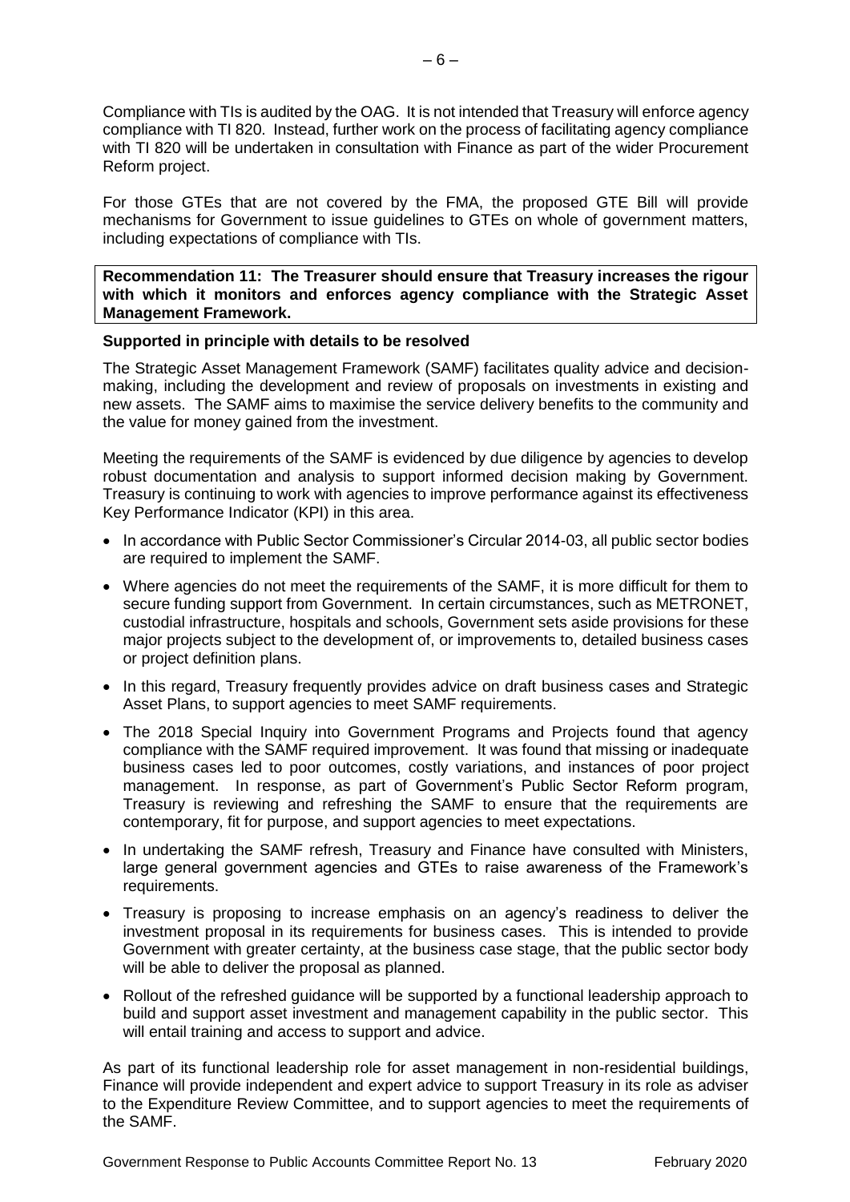Compliance with TIs is audited by the OAG. It is not intended that Treasury will enforce agency compliance with TI 820. Instead, further work on the process of facilitating agency compliance with TI 820 will be undertaken in consultation with Finance as part of the wider Procurement Reform project.

For those GTEs that are not covered by the FMA, the proposed GTE Bill will provide mechanisms for Government to issue guidelines to GTEs on whole of government matters, including expectations of compliance with TIs.

**Recommendation 11: The Treasurer should ensure that Treasury increases the rigour with which it monitors and enforces agency compliance with the Strategic Asset Management Framework.**

**Supported in principle with details to be resolved**

The Strategic Asset Management Framework (SAMF) facilitates quality advice and decision-making, including the development and review of proposals on investments in existing and new assets. The SAMF aims to maximise the service delivery benefits to the community and the value for money gained from the investment.

Meeting the requirements of the SAMF is evidenced by due diligence by agencies to develop robust documentation and analysis to support informed decision making by Government. Treasury is continuing to work with agencies to improve performance against its effectiveness Key Performance Indicator (KPI) in this area.

- In accordance with Public Sector Commissioner's Circular 2014-03, all public sector bodies are required to implement the SAMF.
- Where agencies do not meet the requirements of the SAMF, it is more difficult for them to secure funding support from Government. In certain circumstances, such as METRONET, custodial infrastructure, hospitals and schools, Government sets aside provisions for these major projects subject to the development of, or improvements to, detailed business cases or project definition plans.
- In this regard, Treasury frequently provides advice on draft business cases and Strategic Asset Plans, to support agencies to meet SAMF requirements.
- The 2018 Special Inquiry into Government Programs and Projects found that agency compliance with the SAMF required improvement. It was found that missing or inadequate business cases led to poor outcomes, costly variations, and instances of poor project management. In response, as part of Government's Public Sector Reform program, Treasury is reviewing and refreshing the SAMF to ensure that the requirements are contemporary, fit for purpose, and support agencies to meet expectations.
- In undertaking the SAMF refresh, Treasury and Finance have consulted with Ministers, large general government agencies and GTEs to raise awareness of the Framework's requirements.
- Treasury is proposing to increase emphasis on an agency's readiness to deliver the investment proposal in its requirements for business cases. This is intended to provide Government with greater certainty, at the business case stage, that the public sector body will be able to deliver the proposal as planned.
- Rollout of the refreshed guidance will be supported by a functional leadership approach to build and support asset investment and management capability in the public sector. This will entail training and access to support and advice.

As part of its functional leadership role for asset management in non-residential buildings, Finance will provide independent and expert advice to support Treasury in its role as adviser to the Expenditure Review Committee, and to support agencies to meet the requirements of the SAMF.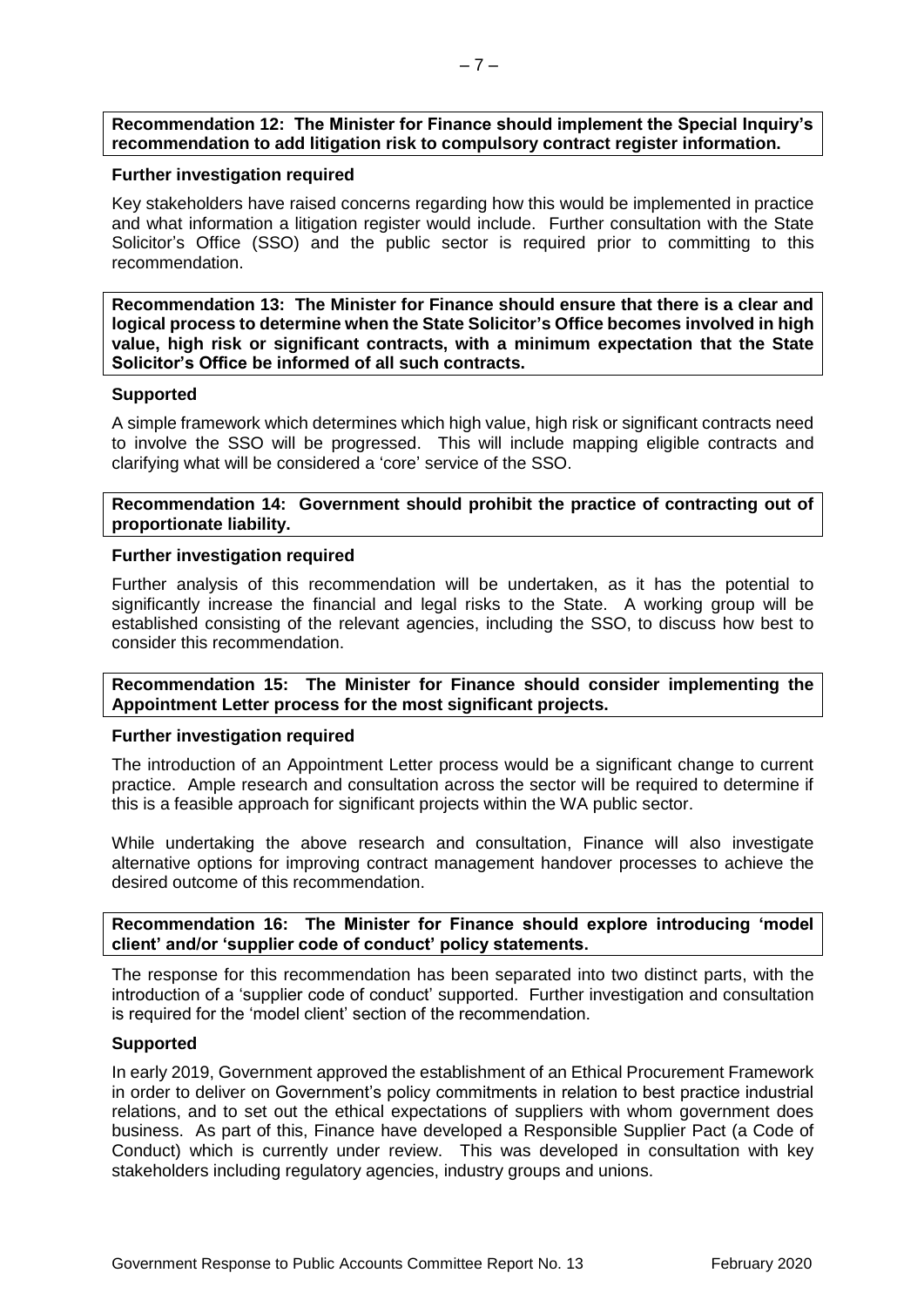**Recommendation 12: The Minister for Finance should implement the Special Inquiry's recommendation to add litigation risk to compulsory contract register information.**

**Further investigation required**

Key stakeholders have raised concerns regarding how this would be implemented in practice and what information a litigation register would include. Further consultation with the State Solicitor's Office (SSO) and the public sector is required prior to committing to this recommendation.

**Recommendation 13: The Minister for Finance should ensure that there is a clear and logical process to determine when the State Solicitor's Office becomes involved in high value, high risk or significant contracts, with a minimum expectation that the State Solicitor's Office be informed of all such contracts.**

**Supported**

A simple framework which determines which high value, high risk or significant contracts need to involve the SSO will be progressed. This will include mapping eligible contracts and clarifying what will be considered a 'core' service of the SSO.

**Recommendation 14: Government should prohibit the practice of contracting out of proportionate liability.**

**Further investigation required**

Further analysis of this recommendation will be undertaken, as it has the potential to significantly increase the financial and legal risks to the State. A working group will be established consisting of the relevant agencies, including the SSO, to discuss how best to consider this recommendation.

**Recommendation 15: The Minister for Finance should consider implementing the Appointment Letter process for the most significant projects.**

**Further investigation required**

The introduction of an Appointment Letter process would be a significant change to current practice. Ample research and consultation across the sector will be required to determine if this is a feasible approach for significant projects within the WA public sector.

While undertaking the above research and consultation, Finance will also investigate alternative options for improving contract management handover processes to achieve the desired outcome of this recommendation.

**Recommendation 16: The Minister for Finance should explore introducing 'model client' and/or 'supplier code of conduct' policy statements.**

The response for this recommendation has been separated into two distinct parts, with the introduction of a 'supplier code of conduct' supported. Further investigation and consultation is required for the 'model client' section of the recommendation.

**Supported**

In early 2019, Government approved the establishment of an Ethical Procurement Framework in order to deliver on Government's policy commitments in relation to best practice industrial relations, and to set out the ethical expectations of suppliers with whom government does business. As part of this, Finance have developed a Responsible Supplier Pact (a Code of Conduct) which is currently under review. This was developed in consultation with key stakeholders including regulatory agencies, industry groups and unions.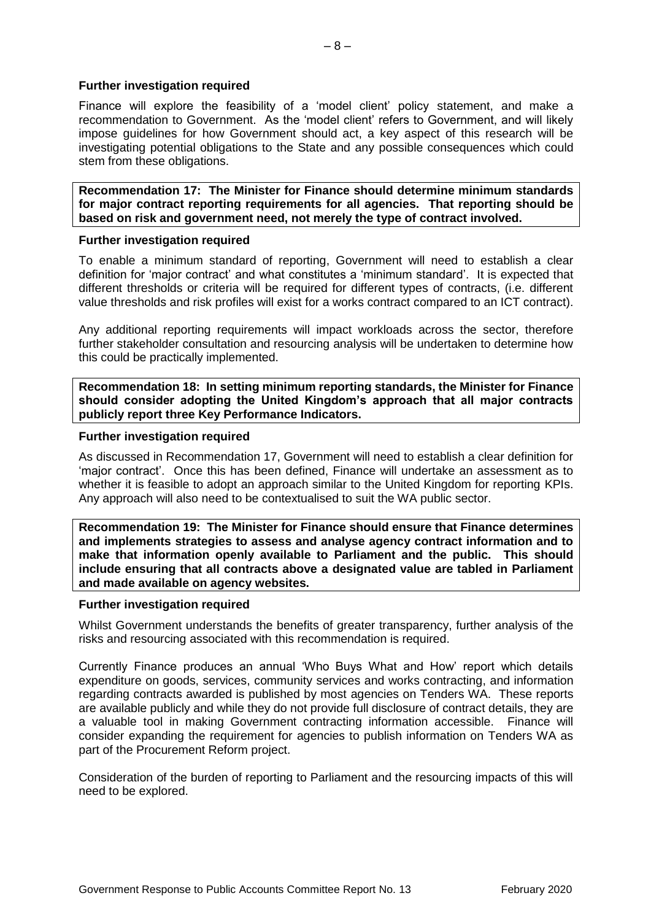**Further investigation required**

Finance will explore the feasibility of a 'model client' policy statement, and make a recommendation to Government. As the 'model client' refers to Government, and will likely impose guidelines for how Government should act, a key aspect of this research will be investigating potential obligations to the State and any possible consequences which could stem from these obligations.

**Recommendation 17: The Minister for Finance should determine minimum standards for major contract reporting requirements for all agencies. That reporting should be based on risk and government need, not merely the type of contract involved.**

**Further investigation required**

To enable a minimum standard of reporting, Government will need to establish a clear definition for 'major contract' and what constitutes a 'minimum standard'. It is expected that different thresholds or criteria will be required for different types of contracts, (i.e. different value thresholds and risk profiles will exist for a works contract compared to an ICT contract).

Any additional reporting requirements will impact workloads across the sector, therefore further stakeholder consultation and resourcing analysis will be undertaken to determine how this could be practically implemented.

**Recommendation 18: In setting minimum reporting standards, the Minister for Finance should consider adopting the United Kingdom's approach that all major contracts publicly report three Key Performance Indicators.**

**Further investigation required**

As discussed in Recommendation 17, Government will need to establish a clear definition for 'major contract'. Once this has been defined, Finance will undertake an assessment as to whether it is feasible to adopt an approach similar to the United Kingdom for reporting KPIs. Any approach will also need to be contextualised to suit the WA public sector.

**Recommendation 19: The Minister for Finance should ensure that Finance determines and implements strategies to assess and analyse agency contract information and to make that information openly available to Parliament and the public. This should include ensuring that all contracts above a designated value are tabled in Parliament and made available on agency websites.**

**Further investigation required**

Whilst Government understands the benefits of greater transparency, further analysis of the risks and resourcing associated with this recommendation is required.

Currently Finance produces an annual 'Who Buys What and How' report which details expenditure on goods, services, community services and works contracting, and information regarding contracts awarded is published by most agencies on Tenders WA. These reports are available publicly and while they do not provide full disclosure of contract details, they are a valuable tool in making Government contracting information accessible. Finance will consider expanding the requirement for agencies to publish information on Tenders WA as part of the Procurement Reform project.

Consideration of the burden of reporting to Parliament and the resourcing impacts of this will need to be explored.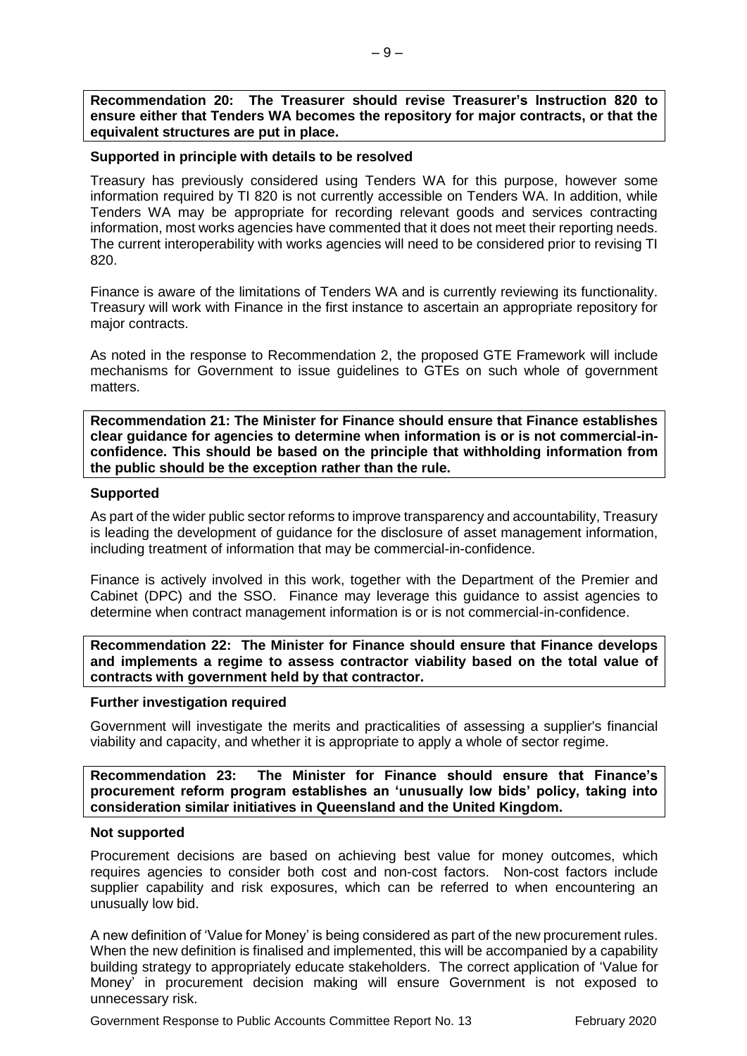**Recommendation 20: The Treasurer should revise Treasurer's Instruction 820 to ensure either that Tenders WA becomes the repository for major contracts, or that the equivalent structures are put in place.**

**Supported in principle with details to be resolved**

Treasury has previously considered using Tenders WA for this purpose, however some information required by TI 820 is not currently accessible on Tenders WA. In addition, while Tenders WA may be appropriate for recording relevant goods and services contracting information, most works agencies have commented that it does not meet their reporting needs. The current interoperability with works agencies will need to be considered prior to revising TI 820.

Finance is aware of the limitations of Tenders WA and is currently reviewing its functionality. Treasury will work with Finance in the first instance to ascertain an appropriate repository for major contracts.

As noted in the response to Recommendation 2, the proposed GTE Framework will include mechanisms for Government to issue guidelines to GTEs on such whole of government matters.

**Recommendation 21: The Minister for Finance should ensure that Finance establishes clear guidance for agencies to determine when information is or is not commercial-in-confidence. This should be based on the principle that withholding information from the public should be the exception rather than the rule.**

**Supported**

As part of the wider public sector reforms to improve transparency and accountability, Treasury is leading the development of guidance for the disclosure of asset management information, including treatment of information that may be commercial-in-confidence.

Finance is actively involved in this work, together with the Department of the Premier and Cabinet (DPC) and the SSO. Finance may leverage this guidance to assist agencies to determine when contract management information is or is not commercial-in-confidence.

**Recommendation 22: The Minister for Finance should ensure that Finance develops and implements a regime to assess contractor viability based on the total value of contracts with government held by that contractor.**

**Further investigation required**

Government will investigate the merits and practicalities of assessing a supplier's financial viability and capacity, and whether it is appropriate to apply a whole of sector regime.

**Recommendation 23: The Minister for Finance should ensure that Finance's procurement reform program establishes an 'unusually low bids' policy, taking into consideration similar initiatives in Queensland and the United Kingdom.**

**Not supported**

Procurement decisions are based on achieving best value for money outcomes, which requires agencies to consider both cost and non-cost factors. Non-cost factors include supplier capability and risk exposures, which can be referred to when encountering an unusually low bid.

A new definition of 'Value for Money' is being considered as part of the new procurement rules. When the new definition is finalised and implemented, this will be accompanied by a capability building strategy to appropriately educate stakeholders. The correct application of 'Value for Money' in procurement decision making will ensure Government is not exposed to unnecessary risk.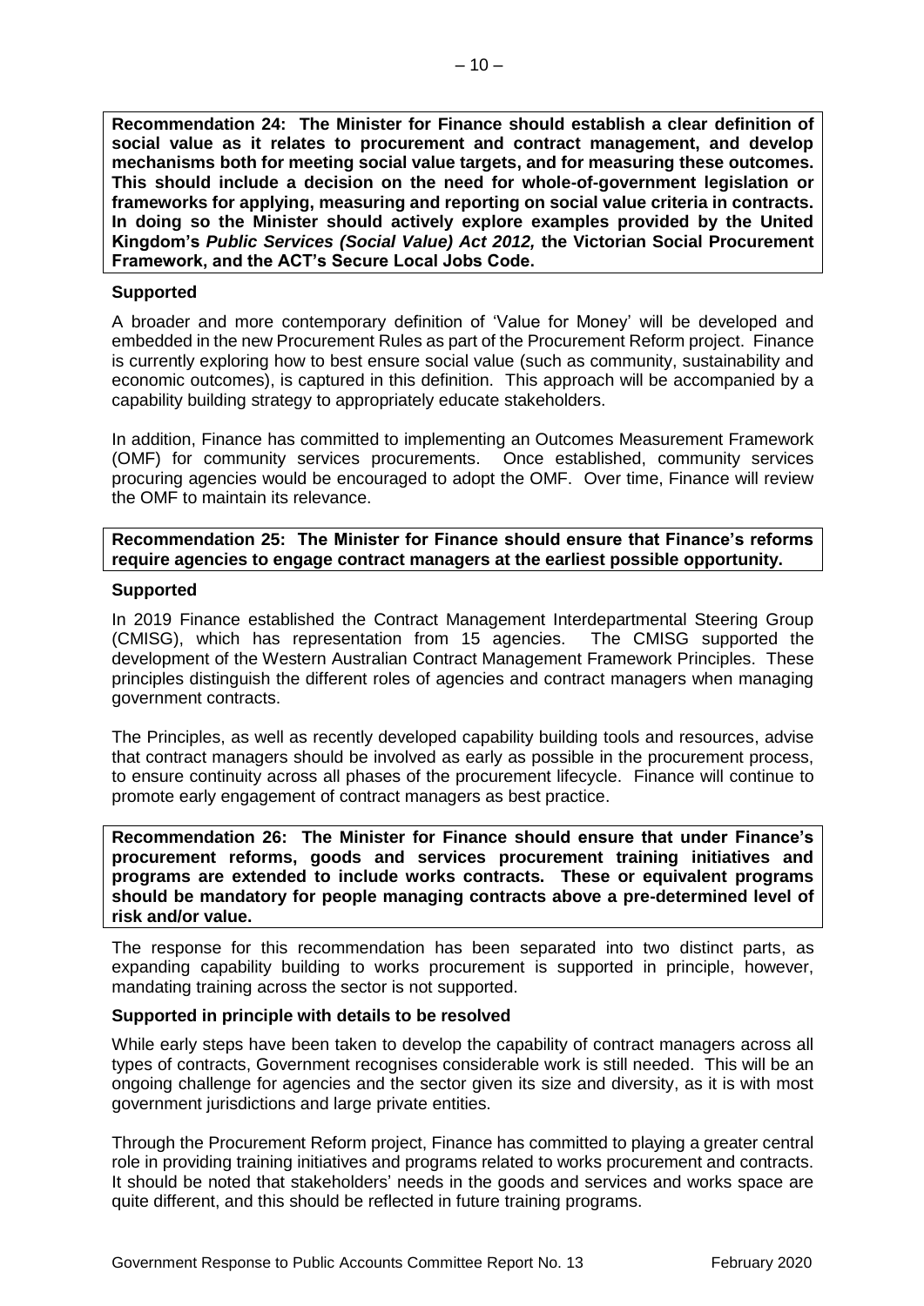**Recommendation 24: The Minister for Finance should establish a clear definition of social value as it relates to procurement and contract management, and develop mechanisms both for meeting social value targets, and for measuring these outcomes. This should include a decision on the need for whole-of-government legislation or frameworks for applying, measuring and reporting on social value criteria in contracts. In doing so the Minister should actively explore examples provided by the United Kingdom's *Public Services (Social Value) Act 2012,* the Victorian Social Procurement Framework, and the ACT's Secure Local Jobs Code.**

**Supported**

A broader and more contemporary definition of 'Value for Money' will be developed and embedded in the new Procurement Rules as part of the Procurement Reform project. Finance is currently exploring how to best ensure social value (such as community, sustainability and economic outcomes), is captured in this definition. This approach will be accompanied by a capability building strategy to appropriately educate stakeholders.

In addition, Finance has committed to implementing an Outcomes Measurement Framework (OMF) for community services procurements. Once established, community services procuring agencies would be encouraged to adopt the OMF. Over time, Finance will review the OMF to maintain its relevance.

**Recommendation 25: The Minister for Finance should ensure that Finance's reforms require agencies to engage contract managers at the earliest possible opportunity.**

**Supported**

In 2019 Finance established the Contract Management Interdepartmental Steering Group (CMISG), which has representation from 15 agencies. The CMISG supported the development of the Western Australian Contract Management Framework Principles. These principles distinguish the different roles of agencies and contract managers when managing government contracts.

The Principles, as well as recently developed capability building tools and resources, advise that contract managers should be involved as early as possible in the procurement process, to ensure continuity across all phases of the procurement lifecycle. Finance will continue to promote early engagement of contract managers as best practice.

**Recommendation 26: The Minister for Finance should ensure that under Finance's procurement reforms, goods and services procurement training initiatives and programs are extended to include works contracts. These or equivalent programs should be mandatory for people managing contracts above a pre-determined level of risk and/or value.**

The response for this recommendation has been separated into two distinct parts, as expanding capability building to works procurement is supported in principle, however, mandating training across the sector is not supported.

**Supported in principle with details to be resolved**

While early steps have been taken to develop the capability of contract managers across all types of contracts, Government recognises considerable work is still needed. This will be an ongoing challenge for agencies and the sector given its size and diversity, as it is with most government jurisdictions and large private entities.

Through the Procurement Reform project, Finance has committed to playing a greater central role in providing training initiatives and programs related to works procurement and contracts. It should be noted that stakeholders' needs in the goods and services and works space are quite different, and this should be reflected in future training programs.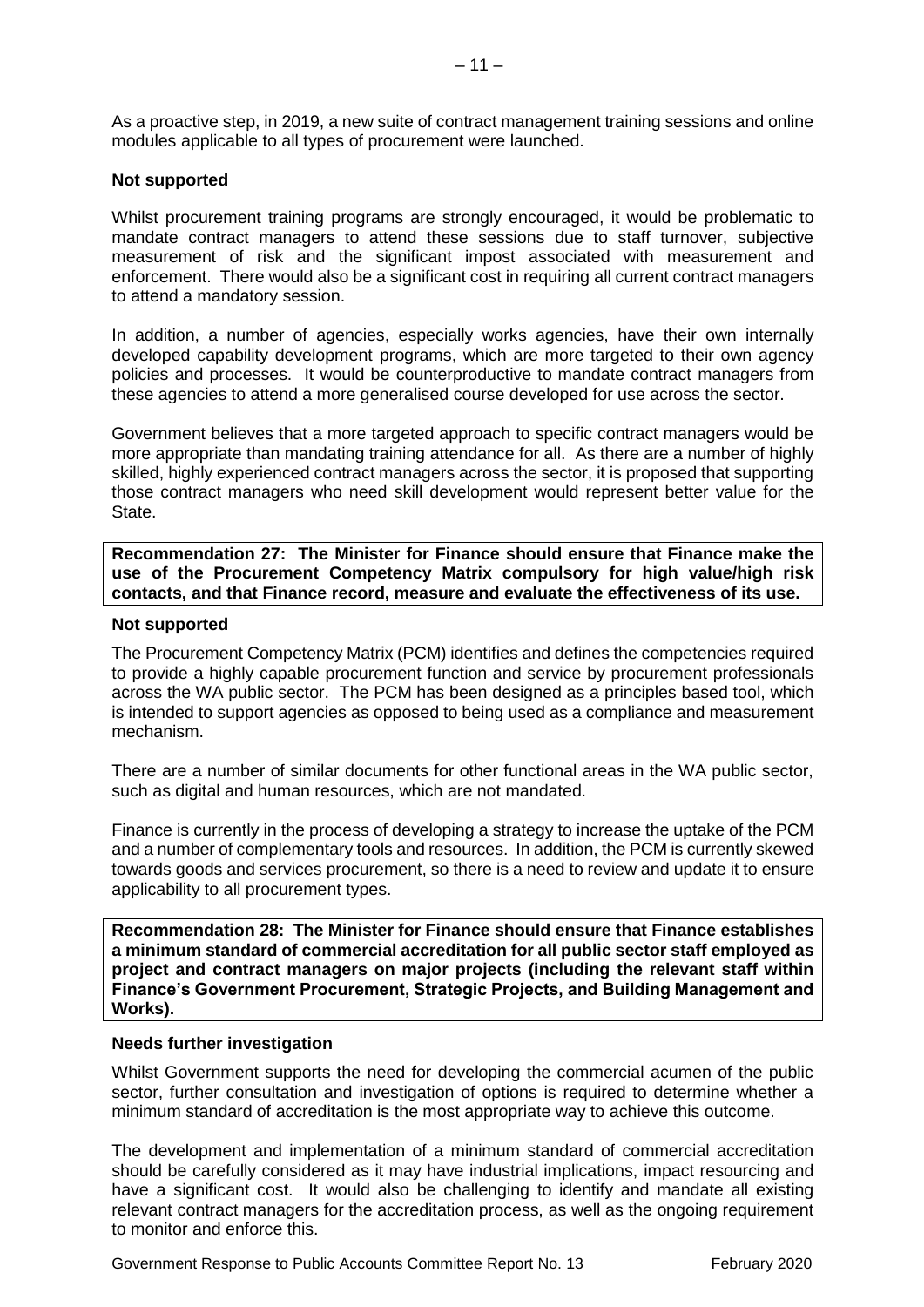As a proactive step, in 2019, a new suite of contract management training sessions and online modules applicable to all types of procurement were launched.

**Not supported**

Whilst procurement training programs are strongly encouraged, it would be problematic to mandate contract managers to attend these sessions due to staff turnover, subjective measurement of risk and the significant impost associated with measurement and enforcement. There would also be a significant cost in requiring all current contract managers to attend a mandatory session.

In addition, a number of agencies, especially works agencies, have their own internally developed capability development programs, which are more targeted to their own agency policies and processes. It would be counterproductive to mandate contract managers from these agencies to attend a more generalised course developed for use across the sector.

Government believes that a more targeted approach to specific contract managers would be more appropriate than mandating training attendance for all. As there are a number of highly skilled, highly experienced contract managers across the sector, it is proposed that supporting those contract managers who need skill development would represent better value for the State.

**Recommendation 27: The Minister for Finance should ensure that Finance make the use of the Procurement Competency Matrix compulsory for high value/high risk contacts, and that Finance record, measure and evaluate the effectiveness of its use.**

**Not supported**

The Procurement Competency Matrix (PCM) identifies and defines the competencies required to provide a highly capable procurement function and service by procurement professionals across the WA public sector. The PCM has been designed as a principles based tool, which is intended to support agencies as opposed to being used as a compliance and measurement mechanism.

There are a number of similar documents for other functional areas in the WA public sector, such as digital and human resources, which are not mandated.

Finance is currently in the process of developing a strategy to increase the uptake of the PCM and a number of complementary tools and resources. In addition, the PCM is currently skewed towards goods and services procurement, so there is a need to review and update it to ensure applicability to all procurement types.

**Recommendation 28: The Minister for Finance should ensure that Finance establishes a minimum standard of commercial accreditation for all public sector staff employed as project and contract managers on major projects (including the relevant staff within Finance's Government Procurement, Strategic Projects, and Building Management and Works).**

**Needs further investigation**

Whilst Government supports the need for developing the commercial acumen of the public sector, further consultation and investigation of options is required to determine whether a minimum standard of accreditation is the most appropriate way to achieve this outcome.

The development and implementation of a minimum standard of commercial accreditation should be carefully considered as it may have industrial implications, impact resourcing and have a significant cost. It would also be challenging to identify and mandate all existing relevant contract managers for the accreditation process, as well as the ongoing requirement to monitor and enforce this.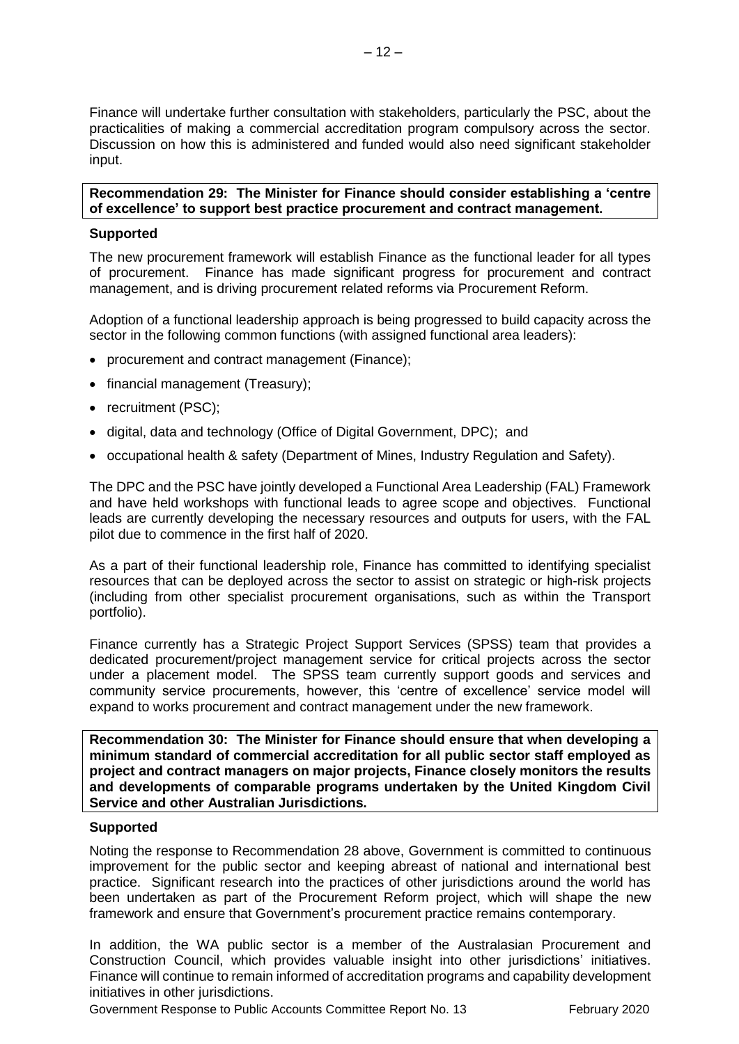Finance will undertake further consultation with stakeholders, particularly the PSC, about the practicalities of making a commercial accreditation program compulsory across the sector. Discussion on how this is administered and funded would also need significant stakeholder input.

**Recommendation 29: The Minister for Finance should consider establishing a 'centre of excellence' to support best practice procurement and contract management.**

**Supported**

The new procurement framework will establish Finance as the functional leader for all types of procurement. Finance has made significant progress for procurement and contract management, and is driving procurement related reforms via Procurement Reform.

Adoption of a functional leadership approach is being progressed to build capacity across the sector in the following common functions (with assigned functional area leaders):

- procurement and contract management (Finance);
- financial management (Treasury);
- recruitment (PSC);
- digital, data and technology (Office of Digital Government, DPC); and
- occupational health & safety (Department of Mines, Industry Regulation and Safety).

The DPC and the PSC have jointly developed a Functional Area Leadership (FAL) Framework and have held workshops with functional leads to agree scope and objectives. Functional leads are currently developing the necessary resources and outputs for users, with the FAL pilot due to commence in the first half of 2020.

As a part of their functional leadership role, Finance has committed to identifying specialist resources that can be deployed across the sector to assist on strategic or high-risk projects (including from other specialist procurement organisations, such as within the Transport portfolio).

Finance currently has a Strategic Project Support Services (SPSS) team that provides a dedicated procurement/project management service for critical projects across the sector under a placement model. The SPSS team currently support goods and services and community service procurements, however, this 'centre of excellence' service model will expand to works procurement and contract management under the new framework.

**Recommendation 30: The Minister for Finance should ensure that when developing a minimum standard of commercial accreditation for all public sector staff employed as project and contract managers on major projects, Finance closely monitors the results and developments of comparable programs undertaken by the United Kingdom Civil Service and other Australian Jurisdictions.**

**Supported**

Noting the response to Recommendation 28 above, Government is committed to continuous improvement for the public sector and keeping abreast of national and international best practice. Significant research into the practices of other jurisdictions around the world has been undertaken as part of the Procurement Reform project, which will shape the new framework and ensure that Government's procurement practice remains contemporary.

In addition, the WA public sector is a member of the Australasian Procurement and Construction Council, which provides valuable insight into other jurisdictions' initiatives. Finance will continue to remain informed of accreditation programs and capability development initiatives in other jurisdictions.